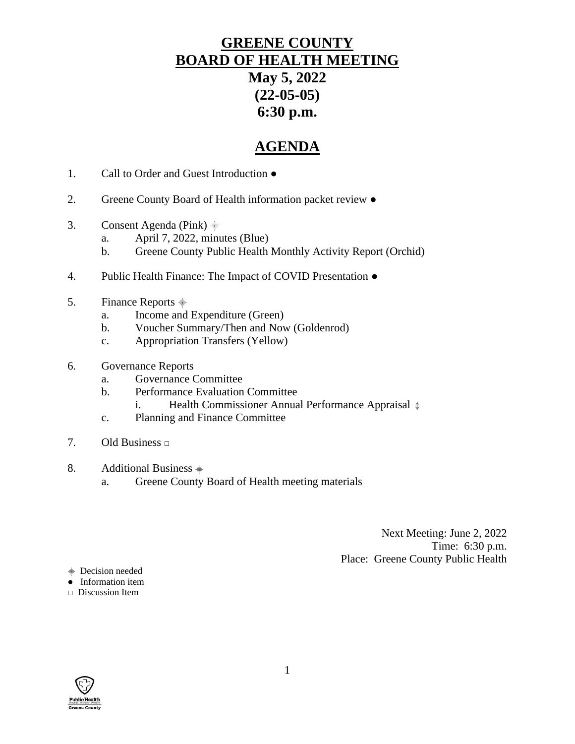# GREENE COUNTY
# BOARD OF HEALTH MEETING

**May 5, 2022**
**(22-05-05)**
**6:30 p.m.**

## AGENDA

1. Call to Order and Guest Introduction ●

2. Greene County Board of Health information packet review ●

3. Consent Agenda (Pink) ⬘
   a. April 7, 2022, minutes (Blue)
   b. Greene County Public Health Monthly Activity Report (Orchid)

4. Public Health Finance: The Impact of COVID Presentation ●

5. Finance Reports ⬘
   a. Income and Expenditure (Green)
   b. Voucher Summary/Then and Now (Goldenrod)
   c. Appropriation Transfers (Yellow)

6. Governance Reports
   a. Governance Committee
   b. Performance Evaluation Committee
      i. Health Commissioner Annual Performance Appraisal ⬘
   c. Planning and Finance Committee

7. Old Business □

8. Additional Business ⬘
   a. Greene County Board of Health meeting materials

Next Meeting: June 2, 2022
Time: 6:30 p.m.
Place: Greene County Public Health

⬘ Decision needed
● Information item
□ Discussion Item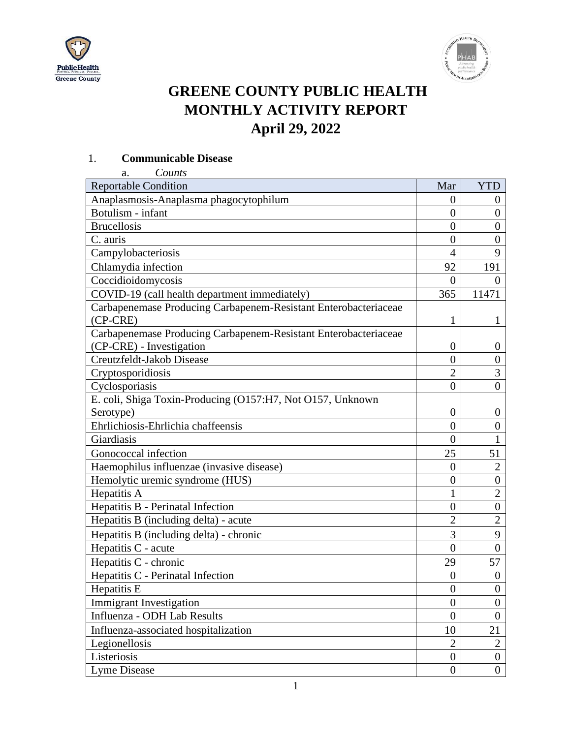# GREENE COUNTY PUBLIC HEALTH
# MONTHLY ACTIVITY REPORT
# April 29, 2022

1. **Communicable Disease**

   a. *Counts*

| Reportable Condition | Mar | YTD |
|---|---|---|
| Anaplasmosis-Anaplasma phagocytophilum | 0 | 0 |
| Botulism - infant | 0 | 0 |
| Brucellosis | 0 | 0 |
| C. auris | 0 | 0 |
| Campylobacteriosis | 4 | 9 |
| Chlamydia infection | 92 | 191 |
| Coccidioidomycosis | 0 | 0 |
| COVID-19 (call health department immediately) | 365 | 11471 |
| Carbapenemase Producing Carbapenem-Resistant Enterobacteriaceae (CP-CRE) | 1 | 1 |
| Carbapenemase Producing Carbapenem-Resistant Enterobacteriaceae (CP-CRE) - Investigation | 0 | 0 |
| Creutzfeldt-Jakob Disease | 0 | 0 |
| Cryptosporidiosis | 2 | 3 |
| Cyclosporiasis | 0 | 0 |
| E. coli, Shiga Toxin-Producing (O157:H7, Not O157, Unknown Serotype) | 0 | 0 |
| Ehrlichiosis-Ehrlichia chaffeensis | 0 | 0 |
| Giardiasis | 0 | 1 |
| Gonococcal infection | 25 | 51 |
| Haemophilus influenzae (invasive disease) | 0 | 2 |
| Hemolytic uremic syndrome (HUS) | 0 | 0 |
| Hepatitis A | 1 | 2 |
| Hepatitis B - Perinatal Infection | 0 | 0 |
| Hepatitis B (including delta) - acute | 2 | 2 |
| Hepatitis B (including delta) - chronic | 3 | 9 |
| Hepatitis C - acute | 0 | 0 |
| Hepatitis C - chronic | 29 | 57 |
| Hepatitis C - Perinatal Infection | 0 | 0 |
| Hepatitis E | 0 | 0 |
| Immigrant Investigation | 0 | 0 |
| Influenza - ODH Lab Results | 0 | 0 |
| Influenza-associated hospitalization | 10 | 21 |
| Legionellosis | 2 | 2 |
| Listeriosis | 0 | 0 |
| Lyme Disease | 0 | 0 |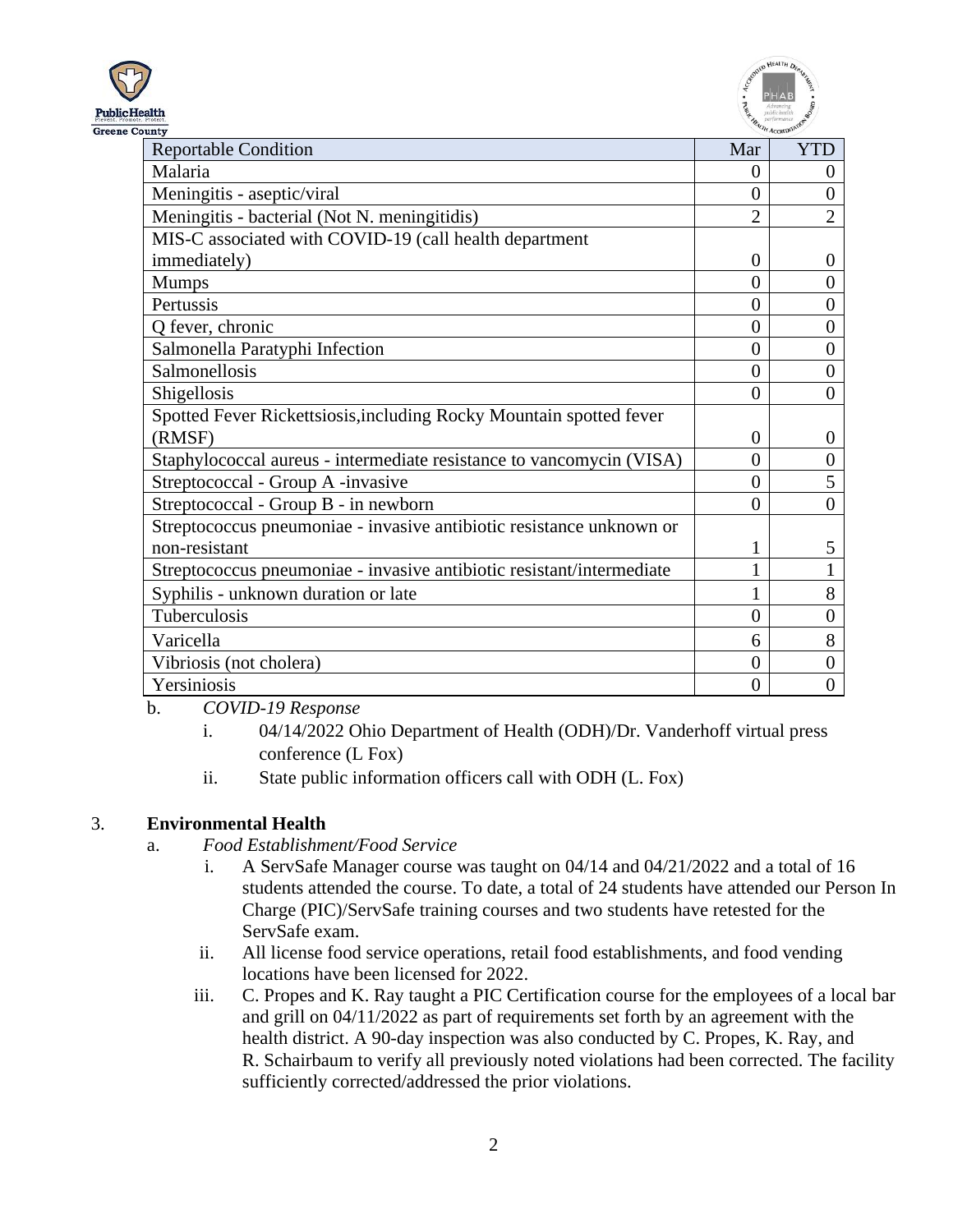| Reportable Condition | Mar | YTD |
|---|---|---|
| Malaria | 0 | 0 |
| Meningitis - aseptic/viral | 0 | 0 |
| Meningitis - bacterial (Not N. meningitidis) | 2 | 2 |
| MIS-C associated with COVID-19 (call health department immediately) | 0 | 0 |
| Mumps | 0 | 0 |
| Pertussis | 0 | 0 |
| Q fever, chronic | 0 | 0 |
| Salmonella Paratyphi Infection | 0 | 0 |
| Salmonellosis | 0 | 0 |
| Shigellosis | 0 | 0 |
| Spotted Fever Rickettsiosis,including Rocky Mountain spotted fever (RMSF) | 0 | 0 |
| Staphylococcal aureus - intermediate resistance to vancomycin (VISA) | 0 | 0 |
| Streptococcal - Group A -invasive | 0 | 5 |
| Streptococcal - Group B - in newborn | 0 | 0 |
| Streptococcus pneumoniae - invasive antibiotic resistance unknown or non-resistant | 1 | 5 |
| Streptococcus pneumoniae - invasive antibiotic resistant/intermediate | 1 | 1 |
| Syphilis - unknown duration or late | 1 | 8 |
| Tuberculosis | 0 | 0 |
| Varicella | 6 | 8 |
| Vibriosis (not cholera) | 0 | 0 |
| Yersiniosis | 0 | 0 |

b. *COVID-19 Response*

i. 04/14/2022 Ohio Department of Health (ODH)/Dr. Vanderhoff virtual press conference (L Fox)

ii. State public information officers call with ODH (L. Fox)

3. **Environmental Health**

a. *Food Establishment/Food Service*

i. A ServSafe Manager course was taught on 04/14 and 04/21/2022 and a total of 16 students attended the course. To date, a total of 24 students have attended our Person In Charge (PIC)/ServSafe training courses and two students have retested for the ServSafe exam.

ii. All license food service operations, retail food establishments, and food vending locations have been licensed for 2022.

iii. C. Propes and K. Ray taught a PIC Certification course for the employees of a local bar and grill on 04/11/2022 as part of requirements set forth by an agreement with the health district. A 90-day inspection was also conducted by C. Propes, K. Ray, and R. Schairbaum to verify all previously noted violations had been corrected. The facility sufficiently corrected/addressed the prior violations.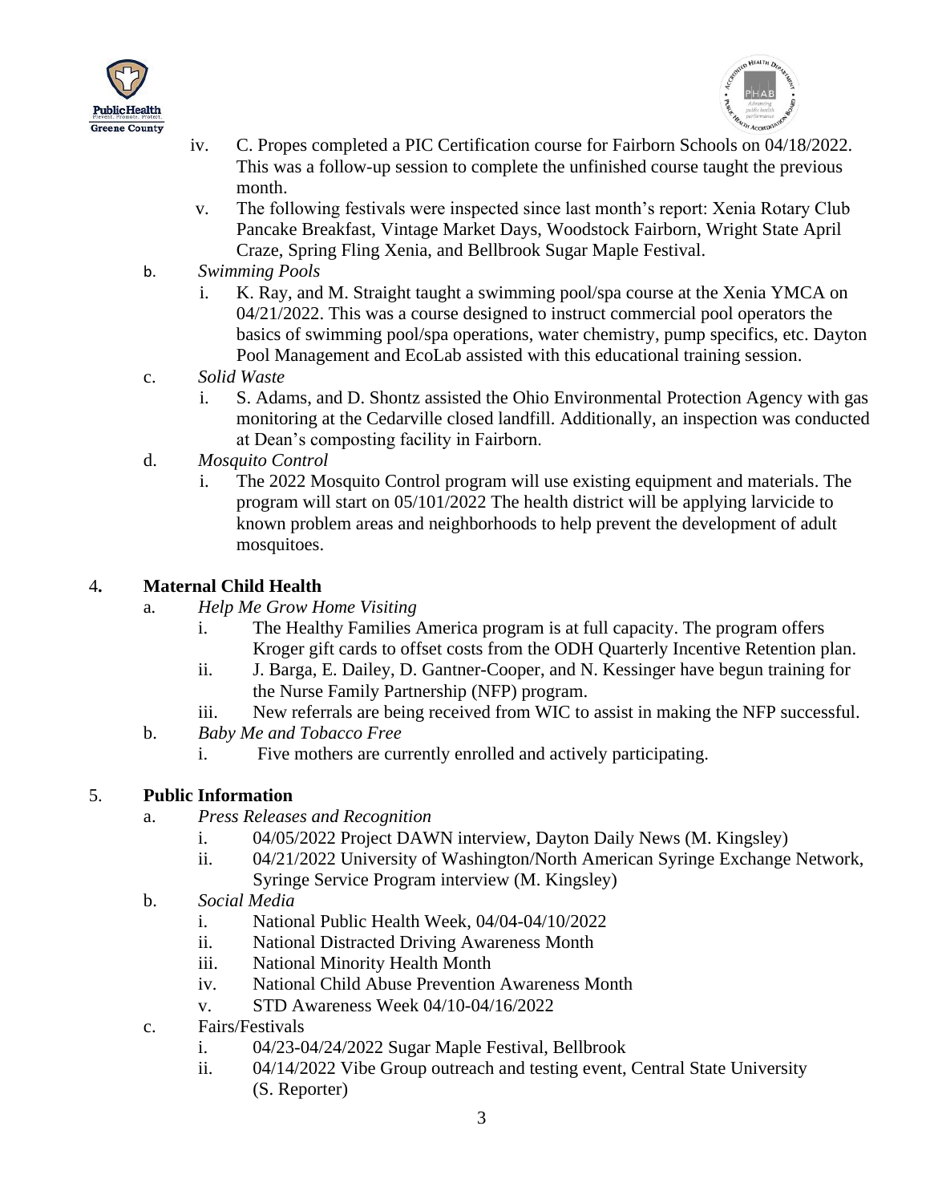iv. C. Propes completed a PIC Certification course for Fairborn Schools on 04/18/2022. This was a follow-up session to complete the unfinished course taught the previous month.

v. The following festivals were inspected since last month's report: Xenia Rotary Club Pancake Breakfast, Vintage Market Days, Woodstock Fairborn, Wright State April Craze, Spring Fling Xenia, and Bellbrook Sugar Maple Festival.

b. *Swimming Pools*

i. K. Ray, and M. Straight taught a swimming pool/spa course at the Xenia YMCA on 04/21/2022. This was a course designed to instruct commercial pool operators the basics of swimming pool/spa operations, water chemistry, pump specifics, etc. Dayton Pool Management and EcoLab assisted with this educational training session.

c. *Solid Waste*

i. S. Adams, and D. Shontz assisted the Ohio Environmental Protection Agency with gas monitoring at the Cedarville closed landfill. Additionally, an inspection was conducted at Dean's composting facility in Fairborn.

d. *Mosquito Control*

i. The 2022 Mosquito Control program will use existing equipment and materials. The program will start on 05/101/2022 The health district will be applying larvicide to known problem areas and neighborhoods to help prevent the development of adult mosquitoes.

4. **Maternal Child Health**

a. *Help Me Grow Home Visiting*

i. The Healthy Families America program is at full capacity. The program offers Kroger gift cards to offset costs from the ODH Quarterly Incentive Retention plan.

ii. J. Barga, E. Dailey, D. Gantner-Cooper, and N. Kessinger have begun training for the Nurse Family Partnership (NFP) program.

iii. New referrals are being received from WIC to assist in making the NFP successful.

b. *Baby Me and Tobacco Free*

i. Five mothers are currently enrolled and actively participating.

5. **Public Information**

a. *Press Releases and Recognition*

i. 04/05/2022 Project DAWN interview, Dayton Daily News (M. Kingsley)

ii. 04/21/2022 University of Washington/North American Syringe Exchange Network, Syringe Service Program interview (M. Kingsley)

b. *Social Media*

i. National Public Health Week, 04/04-04/10/2022

ii. National Distracted Driving Awareness Month

iii. National Minority Health Month

iv. National Child Abuse Prevention Awareness Month

v. STD Awareness Week 04/10-04/16/2022

c. Fairs/Festivals

i. 04/23-04/24/2022 Sugar Maple Festival, Bellbrook

ii. 04/14/2022 Vibe Group outreach and testing event, Central State University (S. Reporter)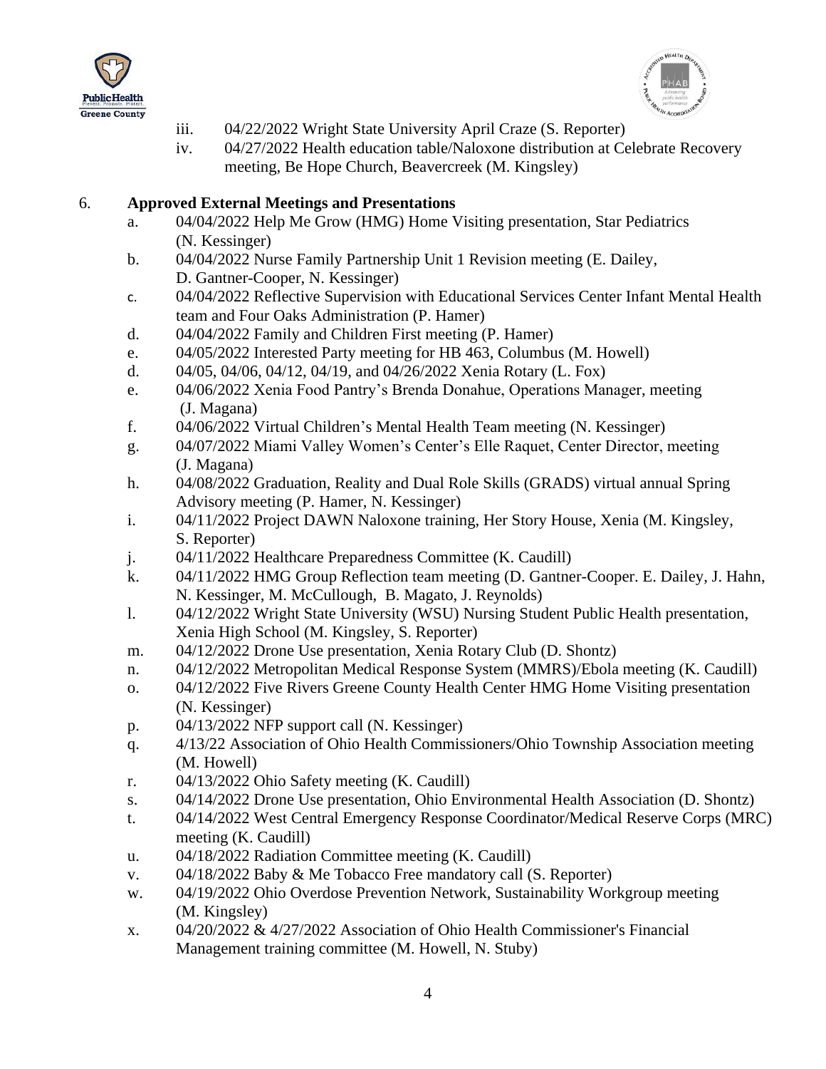iii. 04/22/2022 Wright State University April Craze (S. Reporter)

iv. 04/27/2022 Health education table/Naloxone distribution at Celebrate Recovery meeting, Be Hope Church, Beavercreek (M. Kingsley)

6. **Approved External Meetings and Presentations**

   a. 04/04/2022 Help Me Grow (HMG) Home Visiting presentation, Star Pediatrics (N. Kessinger)

   b. 04/04/2022 Nurse Family Partnership Unit 1 Revision meeting (E. Dailey, D. Gantner-Cooper, N. Kessinger)

   c. 04/04/2022 Reflective Supervision with Educational Services Center Infant Mental Health team and Four Oaks Administration (P. Hamer)

   d. 04/04/2022 Family and Children First meeting (P. Hamer)

   e. 04/05/2022 Interested Party meeting for HB 463, Columbus (M. Howell)

   d. 04/05, 04/06, 04/12, 04/19, and 04/26/2022 Xenia Rotary (L. Fox)

   e. 04/06/2022 Xenia Food Pantry's Brenda Donahue, Operations Manager, meeting (J. Magana)

   f. 04/06/2022 Virtual Children's Mental Health Team meeting (N. Kessinger)

   g. 04/07/2022 Miami Valley Women's Center's Elle Raquet, Center Director, meeting (J. Magana)

   h. 04/08/2022 Graduation, Reality and Dual Role Skills (GRADS) virtual annual Spring Advisory meeting (P. Hamer, N. Kessinger)

   i. 04/11/2022 Project DAWN Naloxone training, Her Story House, Xenia (M. Kingsley, S. Reporter)

   j. 04/11/2022 Healthcare Preparedness Committee (K. Caudill)

   k. 04/11/2022 HMG Group Reflection team meeting (D. Gantner-Cooper. E. Dailey, J. Hahn, N. Kessinger, M. McCullough, B. Magato, J. Reynolds)

   l. 04/12/2022 Wright State University (WSU) Nursing Student Public Health presentation, Xenia High School (M. Kingsley, S. Reporter)

   m. 04/12/2022 Drone Use presentation, Xenia Rotary Club (D. Shontz)

   n. 04/12/2022 Metropolitan Medical Response System (MMRS)/Ebola meeting (K. Caudill)

   o. 04/12/2022 Five Rivers Greene County Health Center HMG Home Visiting presentation (N. Kessinger)

   p. 04/13/2022 NFP support call (N. Kessinger)

   q. 4/13/22 Association of Ohio Health Commissioners/Ohio Township Association meeting (M. Howell)

   r. 04/13/2022 Ohio Safety meeting (K. Caudill)

   s. 04/14/2022 Drone Use presentation, Ohio Environmental Health Association (D. Shontz)

   t. 04/14/2022 West Central Emergency Response Coordinator/Medical Reserve Corps (MRC) meeting (K. Caudill)

   u. 04/18/2022 Radiation Committee meeting (K. Caudill)

   v. 04/18/2022 Baby & Me Tobacco Free mandatory call (S. Reporter)

   w. 04/19/2022 Ohio Overdose Prevention Network, Sustainability Workgroup meeting (M. Kingsley)

   x. 04/20/2022 & 4/27/2022 Association of Ohio Health Commissioner's Financial Management training committee (M. Howell, N. Stuby)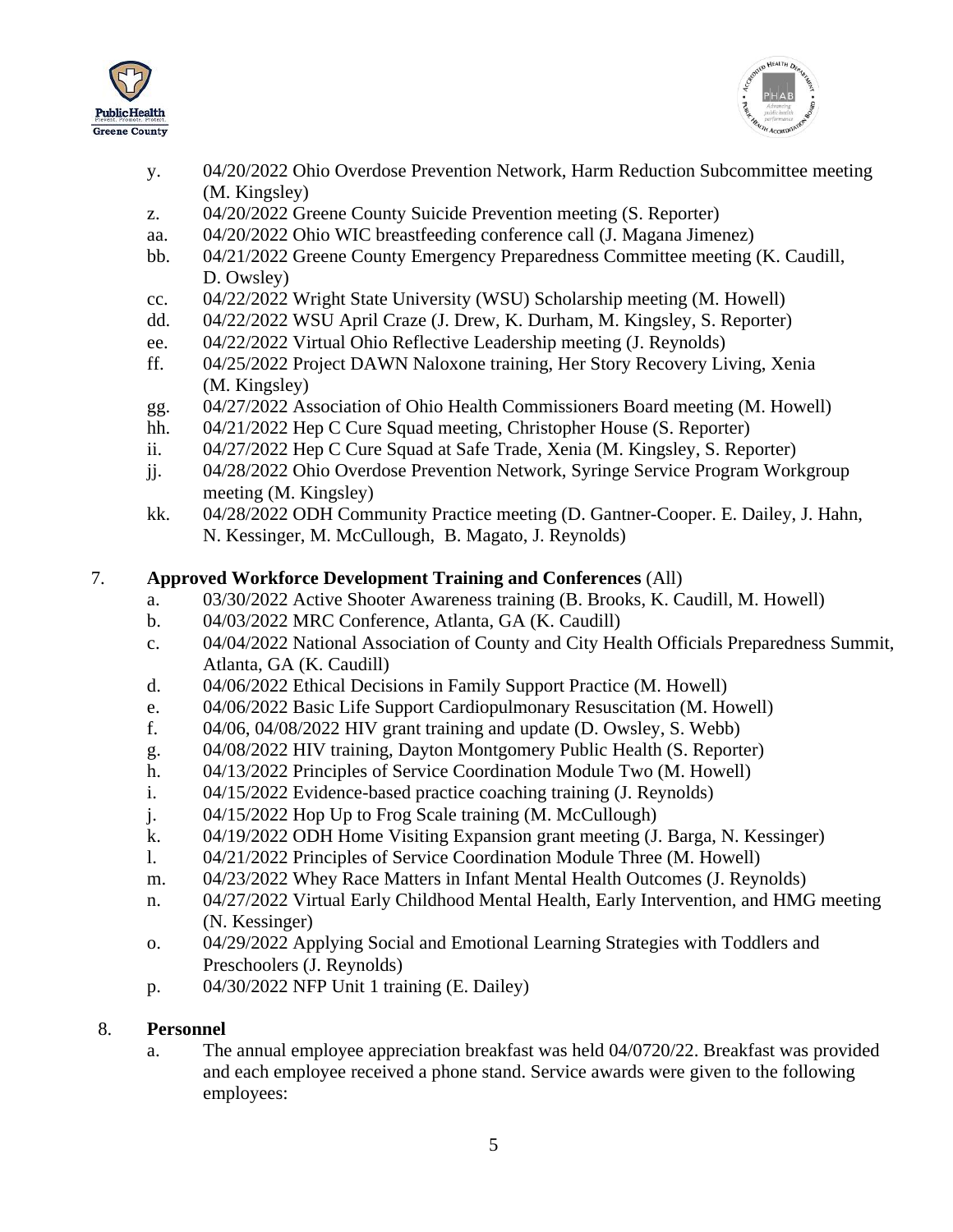y. 04/20/2022 Ohio Overdose Prevention Network, Harm Reduction Subcommittee meeting (M. Kingsley)
z. 04/20/2022 Greene County Suicide Prevention meeting (S. Reporter)
aa. 04/20/2022 Ohio WIC breastfeeding conference call (J. Magana Jimenez)
bb. 04/21/2022 Greene County Emergency Preparedness Committee meeting (K. Caudill, D. Owsley)
cc. 04/22/2022 Wright State University (WSU) Scholarship meeting (M. Howell)
dd. 04/22/2022 WSU April Craze (J. Drew, K. Durham, M. Kingsley, S. Reporter)
ee. 04/22/2022 Virtual Ohio Reflective Leadership meeting (J. Reynolds)
ff. 04/25/2022 Project DAWN Naloxone training, Her Story Recovery Living, Xenia (M. Kingsley)
gg. 04/27/2022 Association of Ohio Health Commissioners Board meeting (M. Howell)
hh. 04/21/2022 Hep C Cure Squad meeting, Christopher House (S. Reporter)
ii. 04/27/2022 Hep C Cure Squad at Safe Trade, Xenia (M. Kingsley, S. Reporter)
jj. 04/28/2022 Ohio Overdose Prevention Network, Syringe Service Program Workgroup meeting (M. Kingsley)
kk. 04/28/2022 ODH Community Practice meeting (D. Gantner-Cooper. E. Dailey, J. Hahn, N. Kessinger, M. McCullough, B. Magato, J. Reynolds)

7. **Approved Workforce Development Training and Conferences** (All)
   a. 03/30/2022 Active Shooter Awareness training (B. Brooks, K. Caudill, M. Howell)
   b. 04/03/2022 MRC Conference, Atlanta, GA (K. Caudill)
   c. 04/04/2022 National Association of County and City Health Officials Preparedness Summit, Atlanta, GA (K. Caudill)
   d. 04/06/2022 Ethical Decisions in Family Support Practice (M. Howell)
   e. 04/06/2022 Basic Life Support Cardiopulmonary Resuscitation (M. Howell)
   f. 04/06, 04/08/2022 HIV grant training and update (D. Owsley, S. Webb)
   g. 04/08/2022 HIV training, Dayton Montgomery Public Health (S. Reporter)
   h. 04/13/2022 Principles of Service Coordination Module Two (M. Howell)
   i. 04/15/2022 Evidence-based practice coaching training (J. Reynolds)
   j. 04/15/2022 Hop Up to Frog Scale training (M. McCullough)
   k. 04/19/2022 ODH Home Visiting Expansion grant meeting (J. Barga, N. Kessinger)
   l. 04/21/2022 Principles of Service Coordination Module Three (M. Howell)
   m. 04/23/2022 Whey Race Matters in Infant Mental Health Outcomes (J. Reynolds)
   n. 04/27/2022 Virtual Early Childhood Mental Health, Early Intervention, and HMG meeting (N. Kessinger)
   o. 04/29/2022 Applying Social and Emotional Learning Strategies with Toddlers and Preschoolers (J. Reynolds)
   p. 04/30/2022 NFP Unit 1 training (E. Dailey)

8. **Personnel**
   a. The annual employee appreciation breakfast was held 04/0720/22. Breakfast was provided and each employee received a phone stand. Service awards were given to the following employees: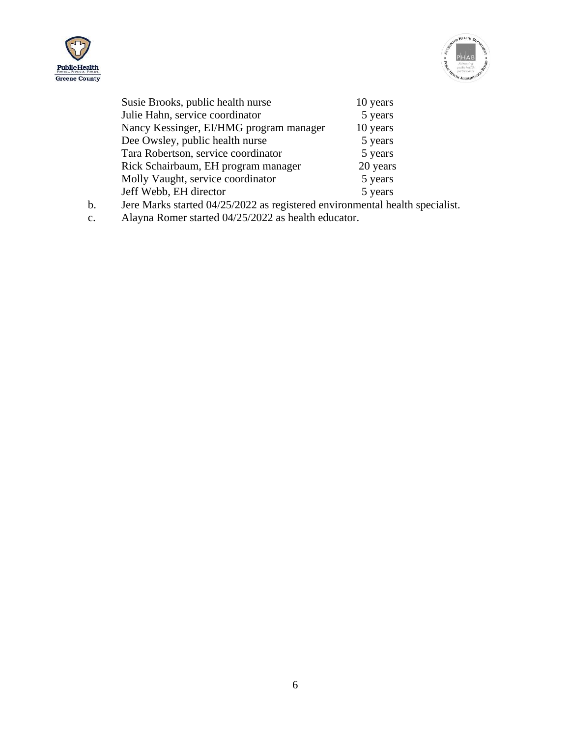| | |
|---|---|
| Susie Brooks, public health nurse | 10 years |
| Julie Hahn, service coordinator | 5 years |
| Nancy Kessinger, EI/HMG program manager | 10 years |
| Dee Owsley, public health nurse | 5 years |
| Tara Robertson, service coordinator | 5 years |
| Rick Schairbaum, EH program manager | 20 years |
| Molly Vaught, service coordinator | 5 years |
| Jeff Webb, EH director | 5 years |

b. Jere Marks started 04/25/2022 as registered environmental health specialist.

c. Alayna Romer started 04/25/2022 as health educator.